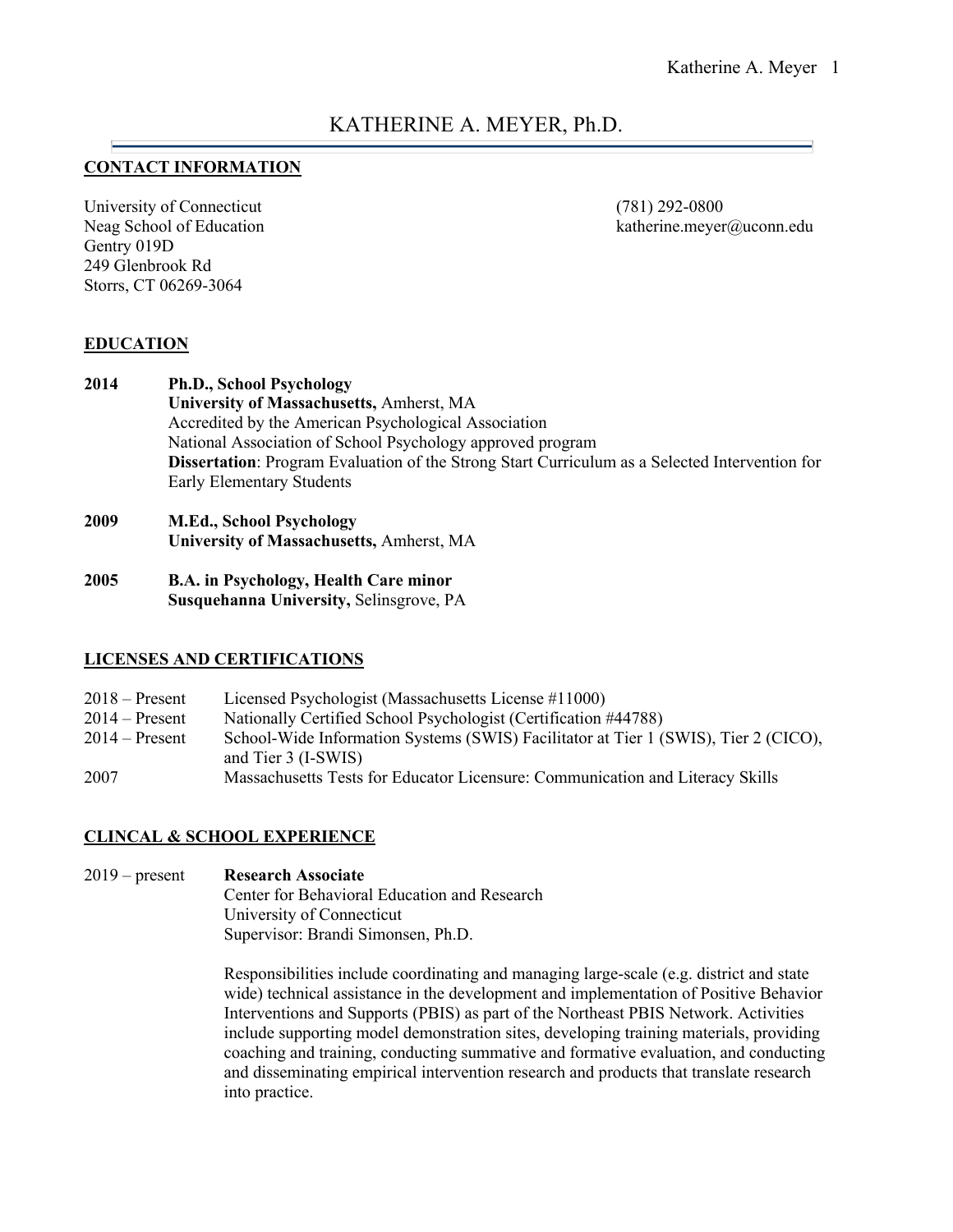# KATHERINE A. MEYER, Ph.D.

## CONTACT INFORMATION

University of Connecticut
Neag School of Education
Gentry 019D
249 Glenbrook Rd
Storrs, CT 06269-3064

(781) 292-0800
katherine.meyer@uconn.edu

## EDUCATION

**2014** **Ph.D., School Psychology**
**University of Massachusetts,** Amherst, MA
Accredited by the American Psychological Association
National Association of School Psychology approved program
**Dissertation**: Program Evaluation of the Strong Start Curriculum as a Selected Intervention for Early Elementary Students

**2009** **M.Ed., School Psychology**
**University of Massachusetts,** Amherst, MA

**2005** **B.A. in Psychology, Health Care minor**
**Susquehanna University,** Selinsgrove, PA

## LICENSES AND CERTIFICATIONS

2018 – Present Licensed Psychologist (Massachusetts License #11000)
2014 – Present Nationally Certified School Psychologist (Certification #44788)
2014 – Present School-Wide Information Systems (SWIS) Facilitator at Tier 1 (SWIS), Tier 2 (CICO), and Tier 3 (I-SWIS)
2007 Massachusetts Tests for Educator Licensure: Communication and Literacy Skills

## CLINCAL & SCHOOL EXPERIENCE

2019 – present **Research Associate**
Center for Behavioral Education and Research
University of Connecticut
Supervisor: Brandi Simonsen, Ph.D.

Responsibilities include coordinating and managing large-scale (e.g. district and state wide) technical assistance in the development and implementation of Positive Behavior Interventions and Supports (PBIS) as part of the Northeast PBIS Network. Activities include supporting model demonstration sites, developing training materials, providing coaching and training, conducting summative and formative evaluation, and conducting and disseminating empirical intervention research and products that translate research into practice.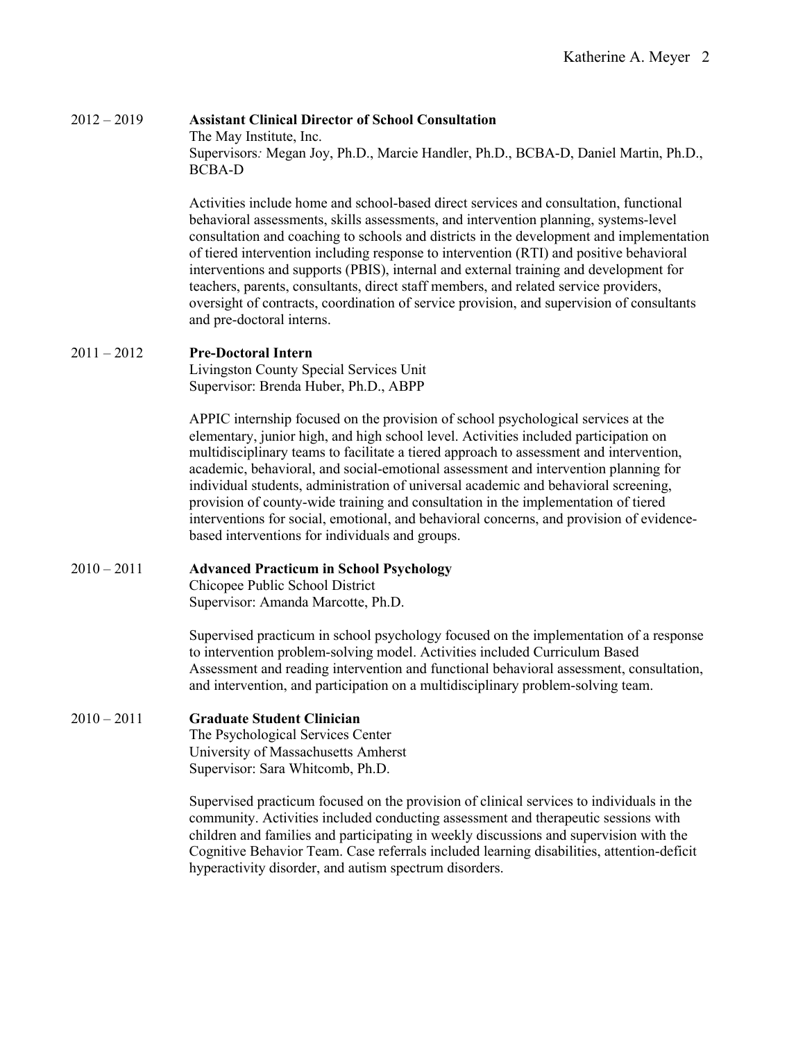2012 – 2019 **Assistant Clinical Director of School Consultation**
The May Institute, Inc.
Supervisors*:* Megan Joy, Ph.D., Marcie Handler, Ph.D., BCBA-D, Daniel Martin, Ph.D., BCBA-D

Activities include home and school-based direct services and consultation, functional behavioral assessments, skills assessments, and intervention planning, systems-level consultation and coaching to schools and districts in the development and implementation of tiered intervention including response to intervention (RTI) and positive behavioral interventions and supports (PBIS), internal and external training and development for teachers, parents, consultants, direct staff members, and related service providers, oversight of contracts, coordination of service provision, and supervision of consultants and pre-doctoral interns.

2011 – 2012 **Pre-Doctoral Intern**
Livingston County Special Services Unit
Supervisor: Brenda Huber, Ph.D., ABPP

APPIC internship focused on the provision of school psychological services at the elementary, junior high, and high school level. Activities included participation on multidisciplinary teams to facilitate a tiered approach to assessment and intervention, academic, behavioral, and social-emotional assessment and intervention planning for individual students, administration of universal academic and behavioral screening, provision of county-wide training and consultation in the implementation of tiered interventions for social, emotional, and behavioral concerns, and provision of evidence-based interventions for individuals and groups.

2010 – 2011 **Advanced Practicum in School Psychology**
Chicopee Public School District
Supervisor: Amanda Marcotte, Ph.D.

Supervised practicum in school psychology focused on the implementation of a response to intervention problem-solving model. Activities included Curriculum Based Assessment and reading intervention and functional behavioral assessment, consultation, and intervention, and participation on a multidisciplinary problem-solving team.

2010 – 2011 **Graduate Student Clinician**
The Psychological Services Center
University of Massachusetts Amherst
Supervisor: Sara Whitcomb, Ph.D.

Supervised practicum focused on the provision of clinical services to individuals in the community. Activities included conducting assessment and therapeutic sessions with children and families and participating in weekly discussions and supervision with the Cognitive Behavior Team. Case referrals included learning disabilities, attention-deficit hyperactivity disorder, and autism spectrum disorders.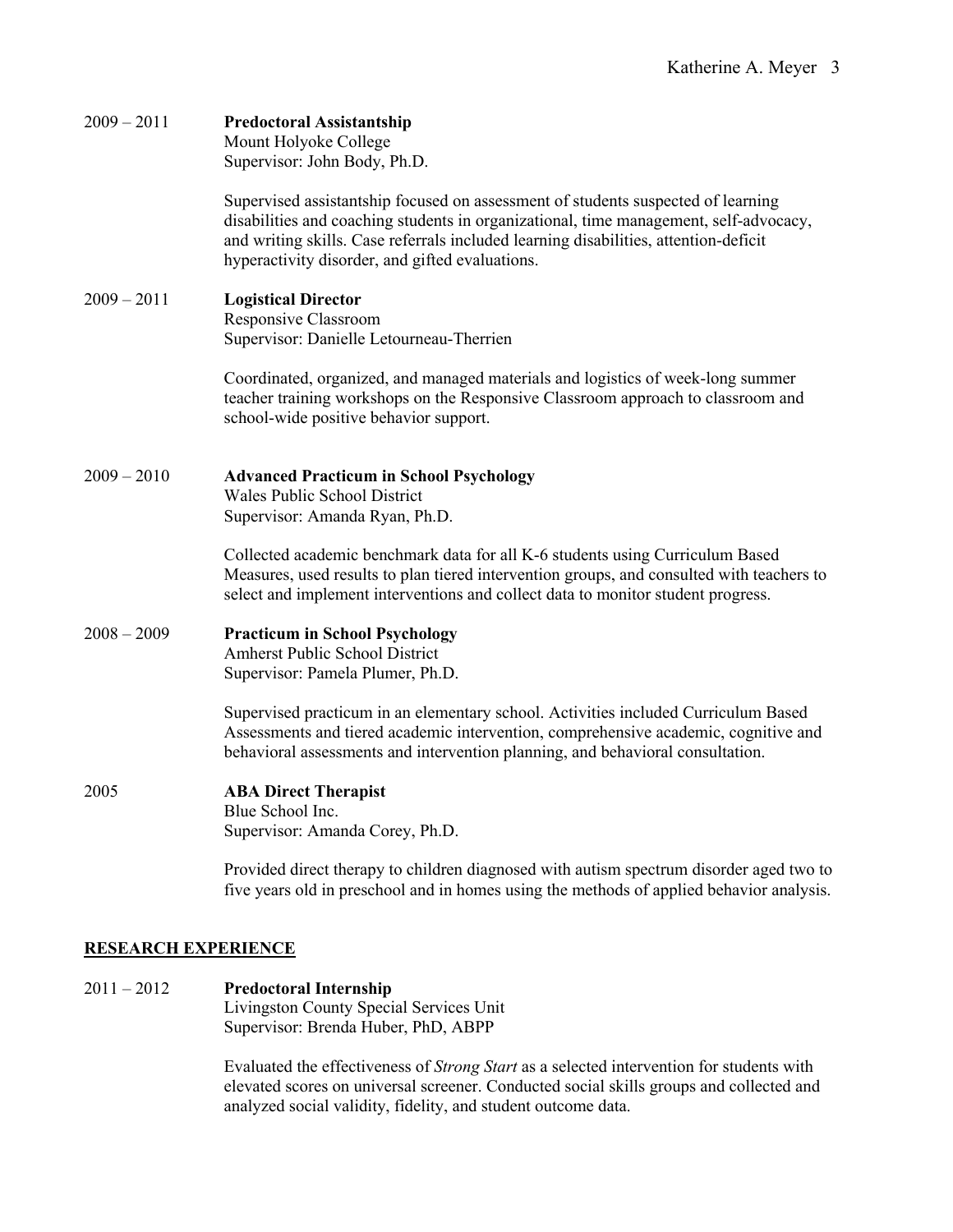2009 – 2011 **Predoctoral Assistantship**
Mount Holyoke College
Supervisor: John Body, Ph.D.

Supervised assistantship focused on assessment of students suspected of learning disabilities and coaching students in organizational, time management, self-advocacy, and writing skills. Case referrals included learning disabilities, attention-deficit hyperactivity disorder, and gifted evaluations.

2009 – 2011 **Logistical Director**
Responsive Classroom
Supervisor: Danielle Letourneau-Therrien

Coordinated, organized, and managed materials and logistics of week-long summer teacher training workshops on the Responsive Classroom approach to classroom and school-wide positive behavior support.

2009 – 2010 **Advanced Practicum in School Psychology**
Wales Public School District
Supervisor: Amanda Ryan, Ph.D.

Collected academic benchmark data for all K-6 students using Curriculum Based Measures, used results to plan tiered intervention groups, and consulted with teachers to select and implement interventions and collect data to monitor student progress.

2008 – 2009 **Practicum in School Psychology**
Amherst Public School District
Supervisor: Pamela Plumer, Ph.D.

Supervised practicum in an elementary school. Activities included Curriculum Based Assessments and tiered academic intervention, comprehensive academic, cognitive and behavioral assessments and intervention planning, and behavioral consultation.

2005 **ABA Direct Therapist**
Blue School Inc.
Supervisor: Amanda Corey, Ph.D.

Provided direct therapy to children diagnosed with autism spectrum disorder aged two to five years old in preschool and in homes using the methods of applied behavior analysis.

## RESEARCH EXPERIENCE

2011 – 2012 **Predoctoral Internship**
Livingston County Special Services Unit
Supervisor: Brenda Huber, PhD, ABPP

Evaluated the effectiveness of *Strong Start* as a selected intervention for students with elevated scores on universal screener. Conducted social skills groups and collected and analyzed social validity, fidelity, and student outcome data.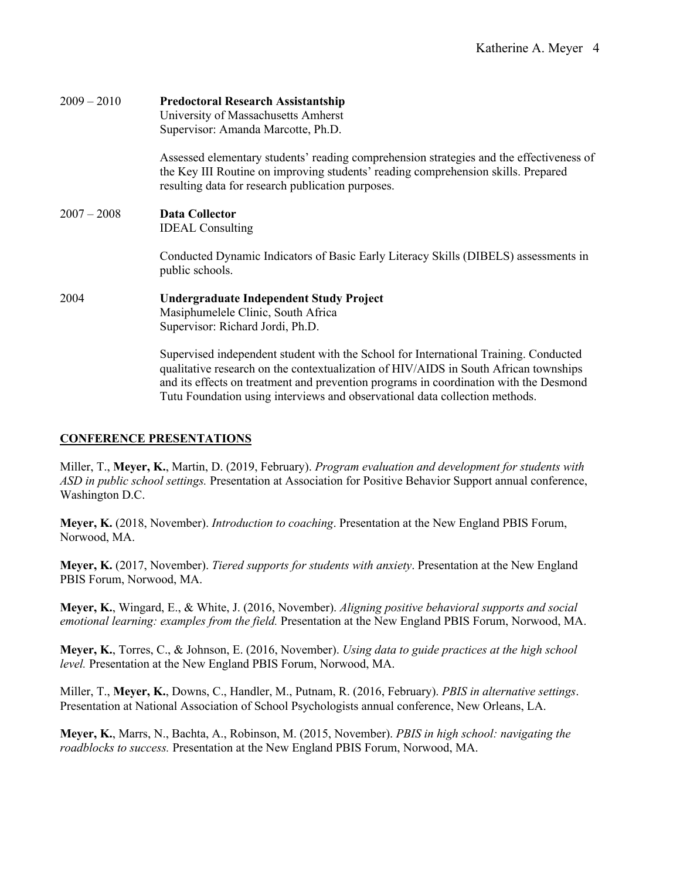2009 – 2010 **Predoctoral Research Assistantship**
University of Massachusetts Amherst
Supervisor: Amanda Marcotte, Ph.D.

Assessed elementary students' reading comprehension strategies and the effectiveness of the Key III Routine on improving students' reading comprehension skills. Prepared resulting data for research publication purposes.

2007 – 2008 **Data Collector**
IDEAL Consulting

Conducted Dynamic Indicators of Basic Early Literacy Skills (DIBELS) assessments in public schools.

2004 **Undergraduate Independent Study Project**
Masiphumelele Clinic, South Africa
Supervisor: Richard Jordi, Ph.D.

Supervised independent student with the School for International Training. Conducted qualitative research on the contextualization of HIV/AIDS in South African townships and its effects on treatment and prevention programs in coordination with the Desmond Tutu Foundation using interviews and observational data collection methods.

## CONFERENCE PRESENTATIONS

Miller, T., **Meyer, K.**, Martin, D. (2019, February). *Program evaluation and development for students with ASD in public school settings.* Presentation at Association for Positive Behavior Support annual conference, Washington D.C.

**Meyer, K.** (2018, November). *Introduction to coaching*. Presentation at the New England PBIS Forum, Norwood, MA.

**Meyer, K.** (2017, November). *Tiered supports for students with anxiety*. Presentation at the New England PBIS Forum, Norwood, MA.

**Meyer, K.**, Wingard, E., & White, J. (2016, November). *Aligning positive behavioral supports and social emotional learning: examples from the field.* Presentation at the New England PBIS Forum, Norwood, MA.

**Meyer, K.**, Torres, C., & Johnson, E. (2016, November). *Using data to guide practices at the high school level.* Presentation at the New England PBIS Forum, Norwood, MA.

Miller, T., **Meyer, K.**, Downs, C., Handler, M., Putnam, R. (2016, February). *PBIS in alternative settings*. Presentation at National Association of School Psychologists annual conference, New Orleans, LA.

**Meyer, K.**, Marrs, N., Bachta, A., Robinson, M. (2015, November). *PBIS in high school: navigating the roadblocks to success.* Presentation at the New England PBIS Forum, Norwood, MA.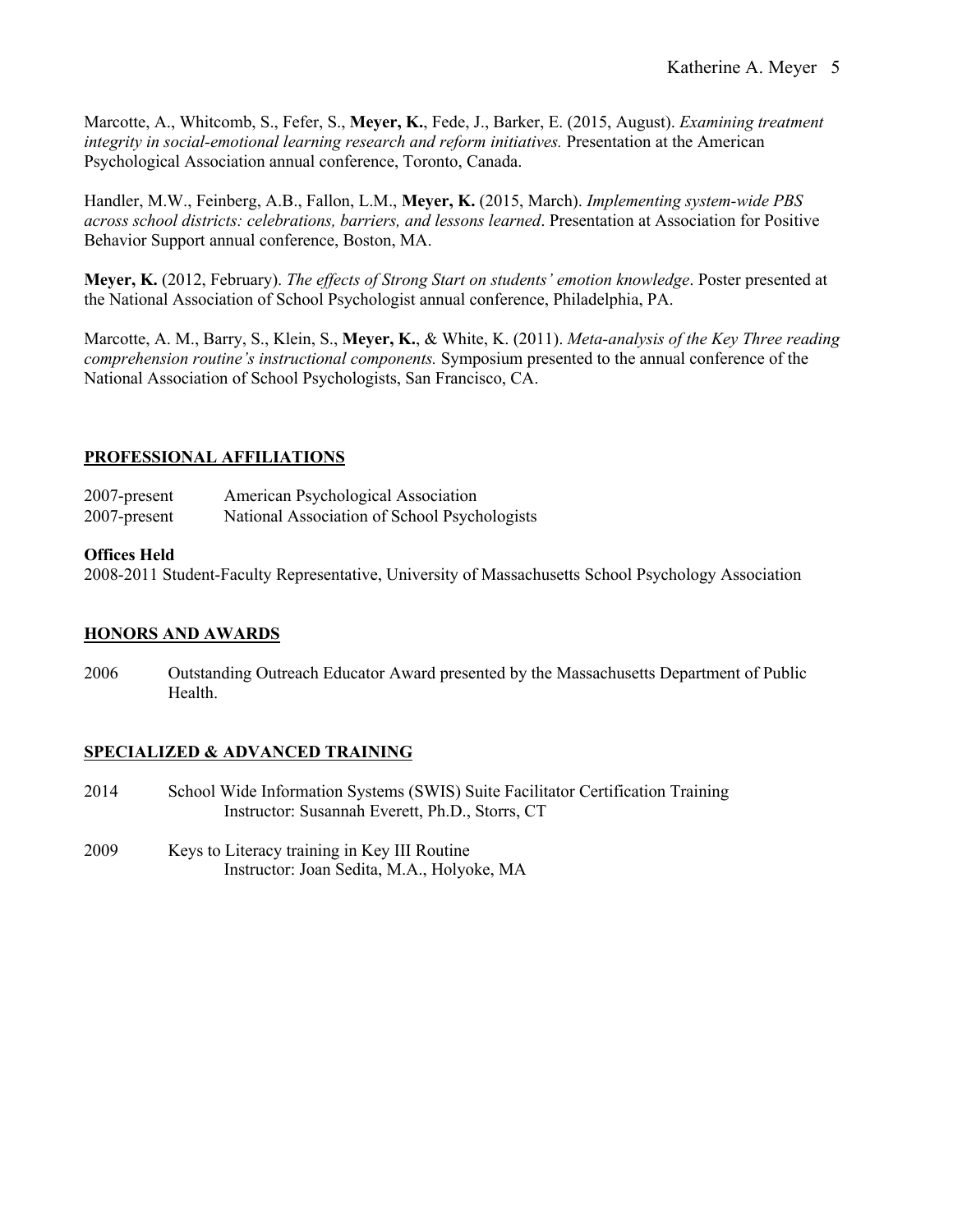Marcotte, A., Whitcomb, S., Fefer, S., **Meyer, K.**, Fede, J., Barker, E. (2015, August). *Examining treatment integrity in social-emotional learning research and reform initiatives.* Presentation at the American Psychological Association annual conference, Toronto, Canada.

Handler, M.W., Feinberg, A.B., Fallon, L.M., **Meyer, K.** (2015, March). *Implementing system-wide PBS across school districts: celebrations, barriers, and lessons learned*. Presentation at Association for Positive Behavior Support annual conference, Boston, MA.

**Meyer, K.** (2012, February). *The effects of Strong Start on students' emotion knowledge*. Poster presented at the National Association of School Psychologist annual conference, Philadelphia, PA.

Marcotte, A. M., Barry, S., Klein, S., **Meyer, K.**, & White, K. (2011). *Meta-analysis of the Key Three reading comprehension routine's instructional components.* Symposium presented to the annual conference of the National Association of School Psychologists, San Francisco, CA.

## PROFESSIONAL AFFILIATIONS

| | |
|---|---|
| 2007-present | American Psychological Association |
| 2007-present | National Association of School Psychologists |

### Offices Held

2008-2011 Student-Faculty Representative, University of Massachusetts School Psychology Association

## HONORS AND AWARDS

2006 Outstanding Outreach Educator Award presented by the Massachusetts Department of Public Health.

## SPECIALIZED & ADVANCED TRAINING

2014 School Wide Information Systems (SWIS) Suite Facilitator Certification Training
Instructor: Susannah Everett, Ph.D., Storrs, CT

2009 Keys to Literacy training in Key III Routine
Instructor: Joan Sedita, M.A., Holyoke, MA